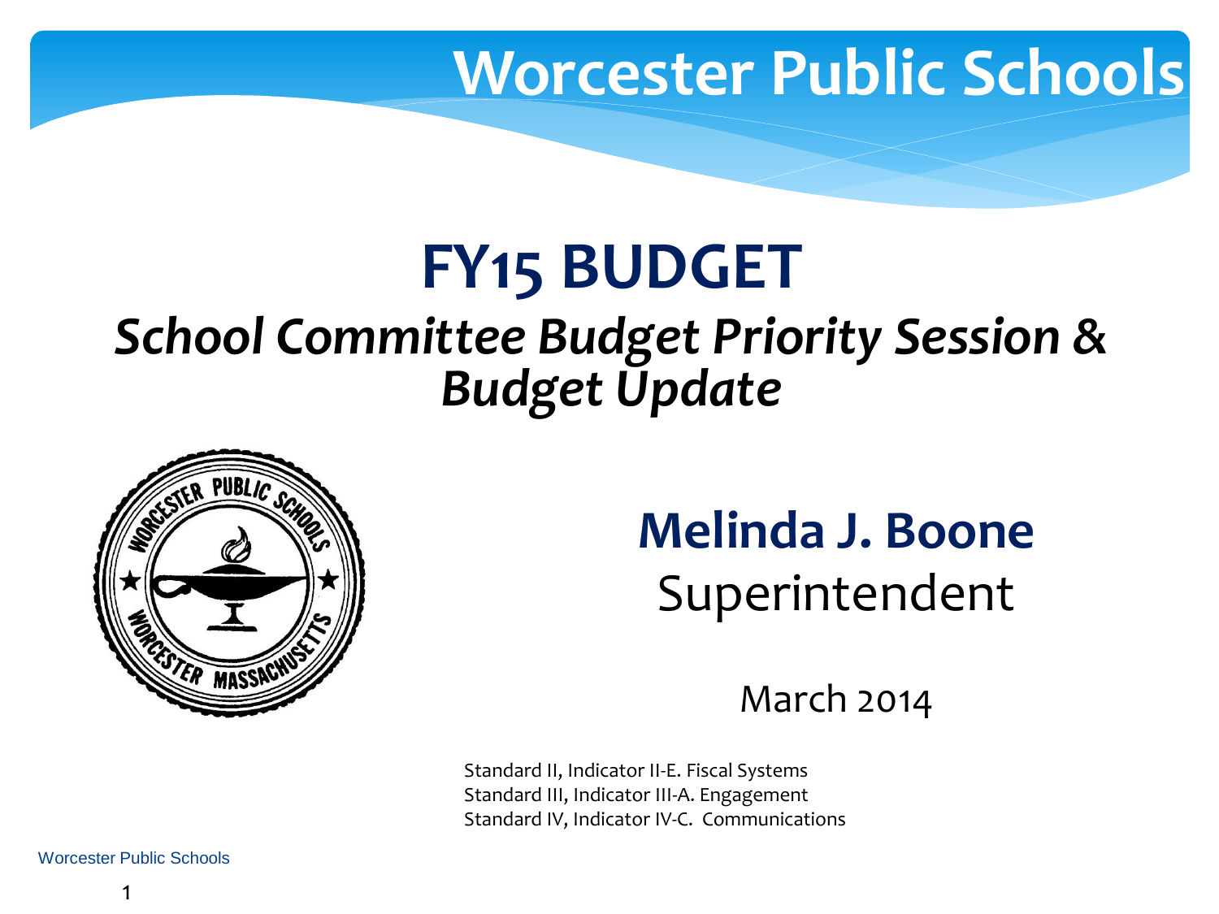# Worcester Public Schools

# FY15 BUDGET

## *School Committee Budget Priority Session & Budget Update*

**Melinda J. Boone**
Superintendent

March 2014

Standard II, Indicator II-E. Fiscal Systems
Standard III, Indicator III-A. Engagement
Standard IV, Indicator IV-C. Communications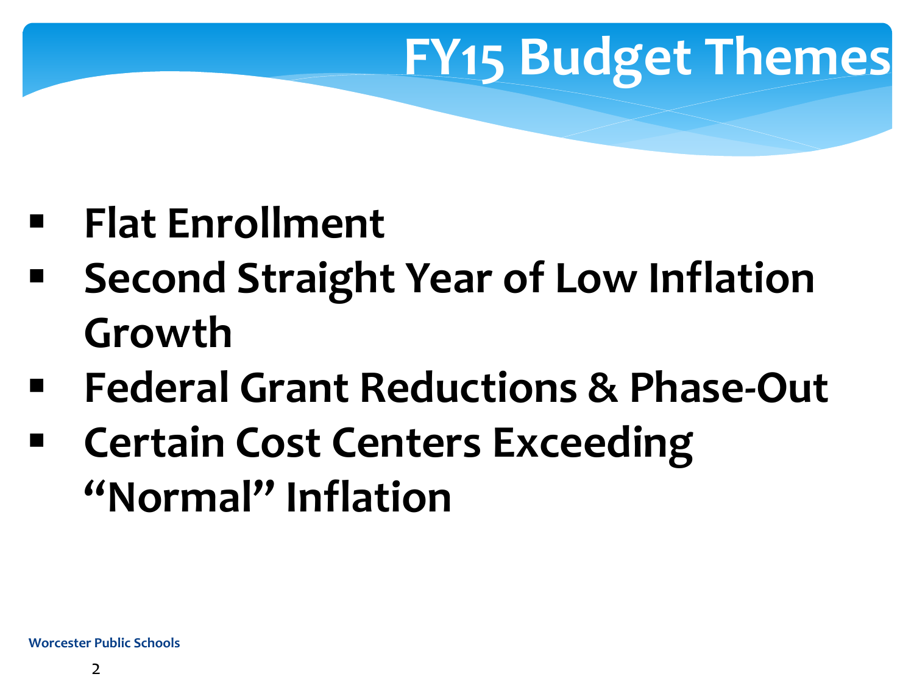# FY15 Budget Themes

- **Flat Enrollment**
- **Second Straight Year of Low Inflation Growth**
- **Federal Grant Reductions & Phase-Out**
- **Certain Cost Centers Exceeding "Normal" Inflation**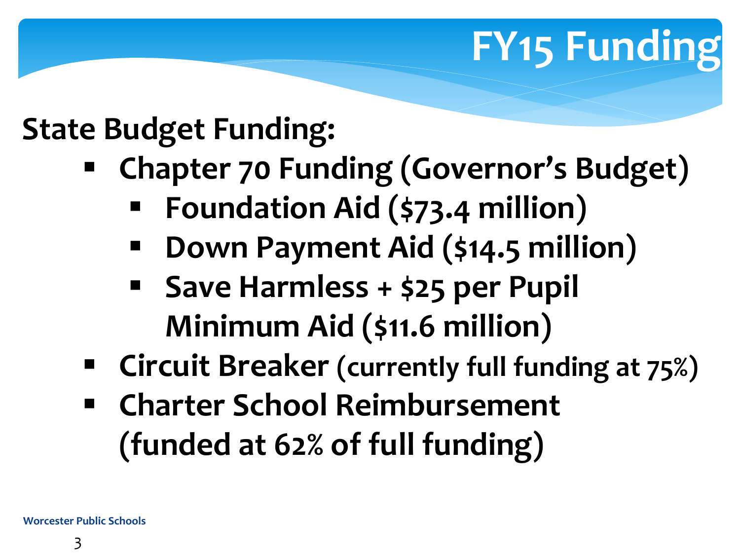# FY15 Funding

**State Budget Funding:**

- **Chapter 70 Funding (Governor's Budget)**
  - **Foundation Aid ($73.4 million)**
  - **Down Payment Aid ($14.5 million)**
  - **Save Harmless + $25 per Pupil Minimum Aid ($11.6 million)**
- **Circuit Breaker (currently full funding at 75%)**
- **Charter School Reimbursement (funded at 62% of full funding)**

Worcester Public Schools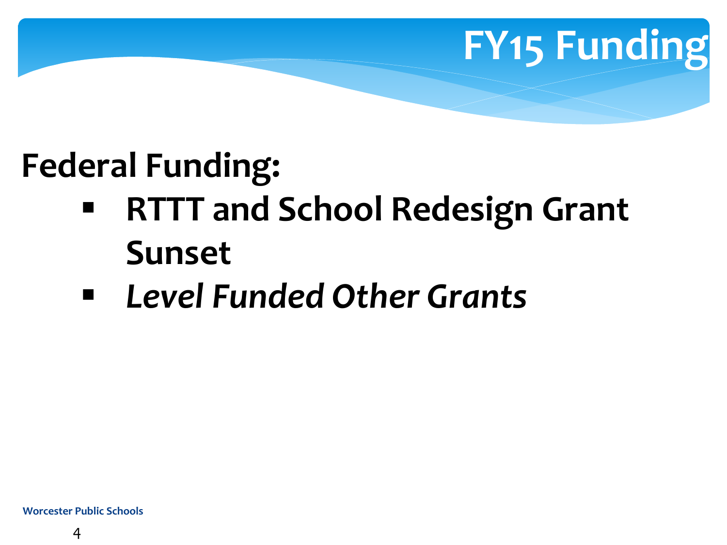# FY15 Funding

## Federal Funding:

- **RTTT and School Redesign Grant Sunset**
- ***Level Funded Other Grants***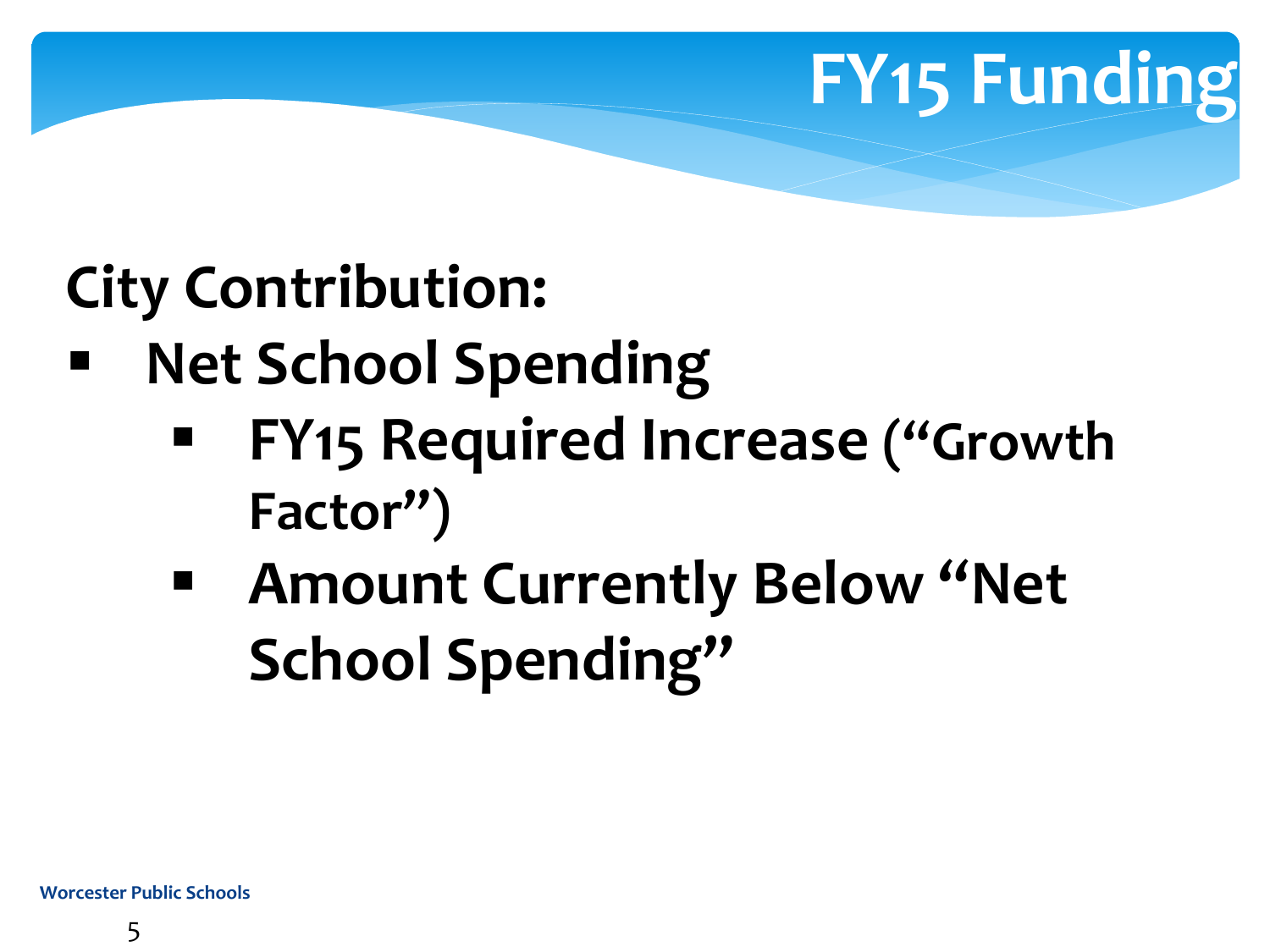# FY15 Funding

**City Contribution:**

- **Net School Spending**
  - **FY15 Required Increase ("Growth Factor")**
  - **Amount Currently Below "Net School Spending"**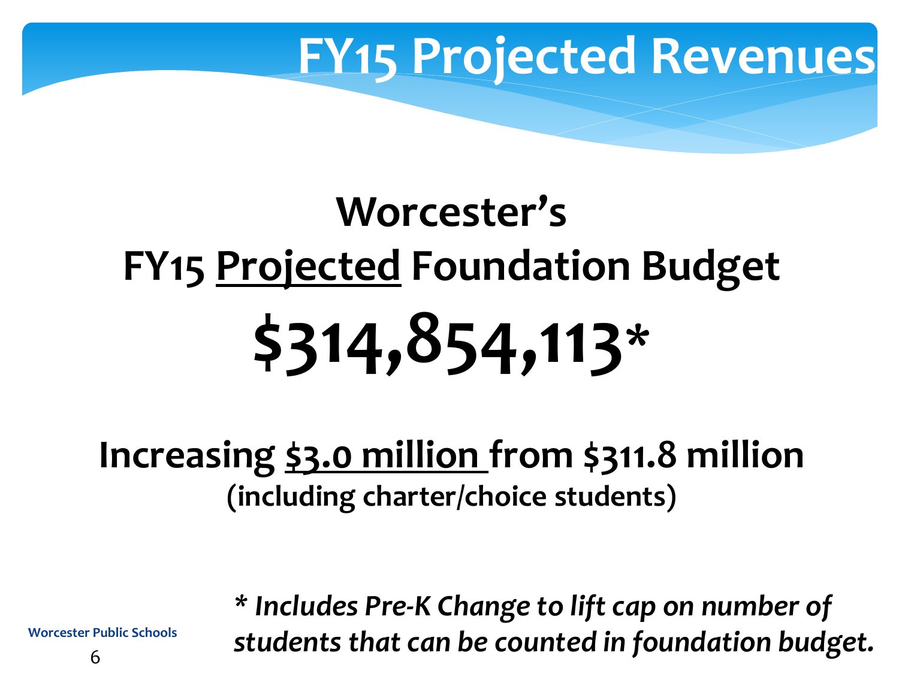# FY15 Projected Revenues

## Worcester's
## FY15 <u>Projected</u> Foundation Budget

# $314,854,113*

**Increasing <u>$3.0 million</u> from $311.8 million**
**(including charter/choice students)**

***\* Includes Pre-K Change to lift cap on number of students that can be counted in foundation budget.***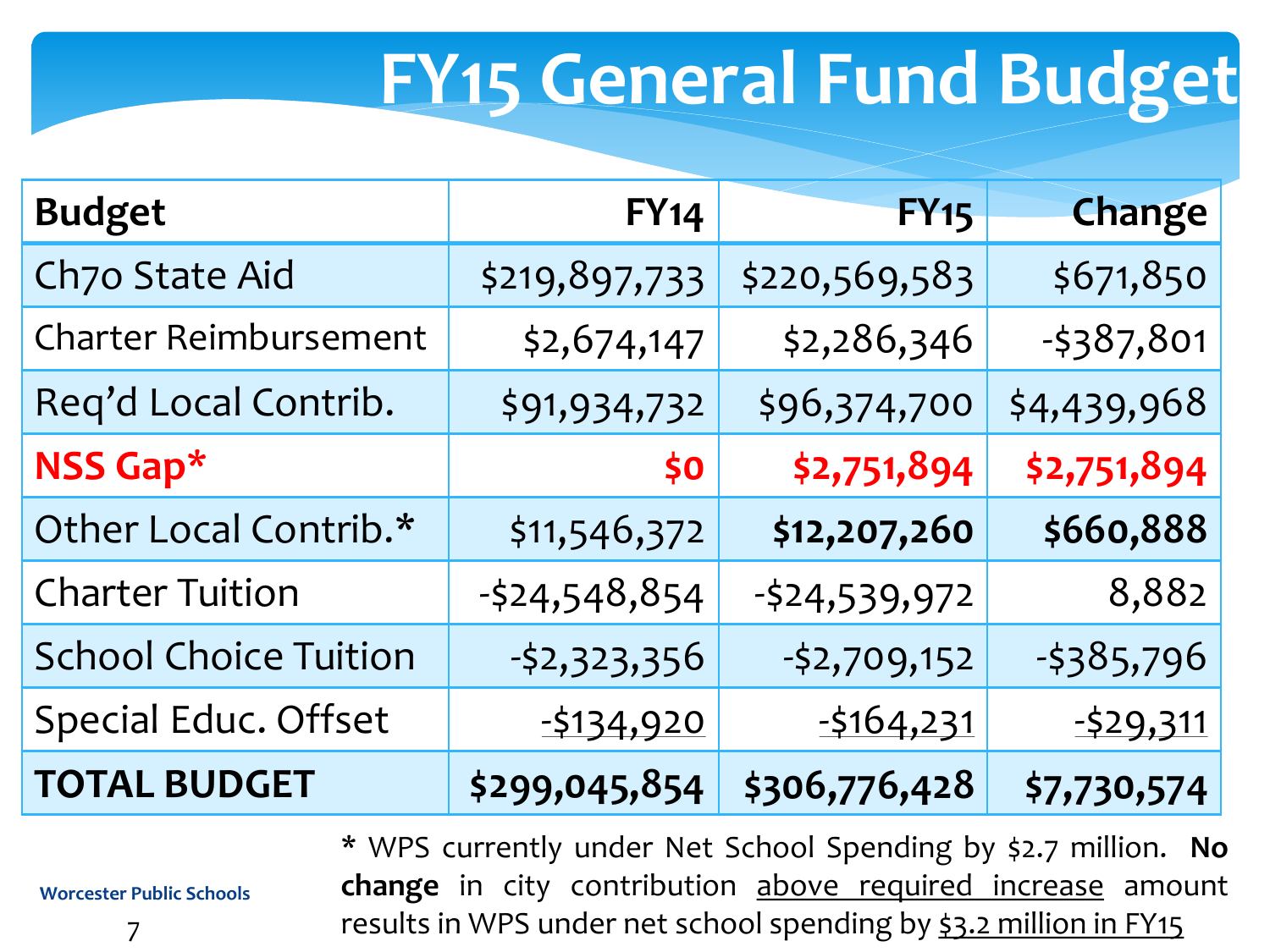# FY15 General Fund Budget

| Budget | FY14 | FY15 | Change |
|---|---:|---:|---:|
| Ch70 State Aid | $219,897,733 | $220,569,583 | $671,850 |
| Charter Reimbursement | $2,674,147 | $2,286,346 | -$387,801 |
| Req'd Local Contrib. | $91,934,732 | $96,374,700 | $4,439,968 |
| **NSS Gap*** | **$0** | **$2,751,894** | **$2,751,894** |
| Other Local Contrib.* | $11,546,372 | **$12,207,260** | **$660,888** |
| Charter Tuition | -$24,548,854 | -$24,539,972 | 8,882 |
| School Choice Tuition | -$2,323,356 | -$2,709,152 | -$385,796 |
| Special Educ. Offset | -$134,920 | -$164,231 | -$29,311 |
| **TOTAL BUDGET** | **$299,045,854** | **$306,776,428** | **$7,730,574** |

\* WPS currently under Net School Spending by $2.7 million. **No change** in city contribution above required increase amount results in WPS under net school spending by $3.2 million in FY15

Worcester Public Schools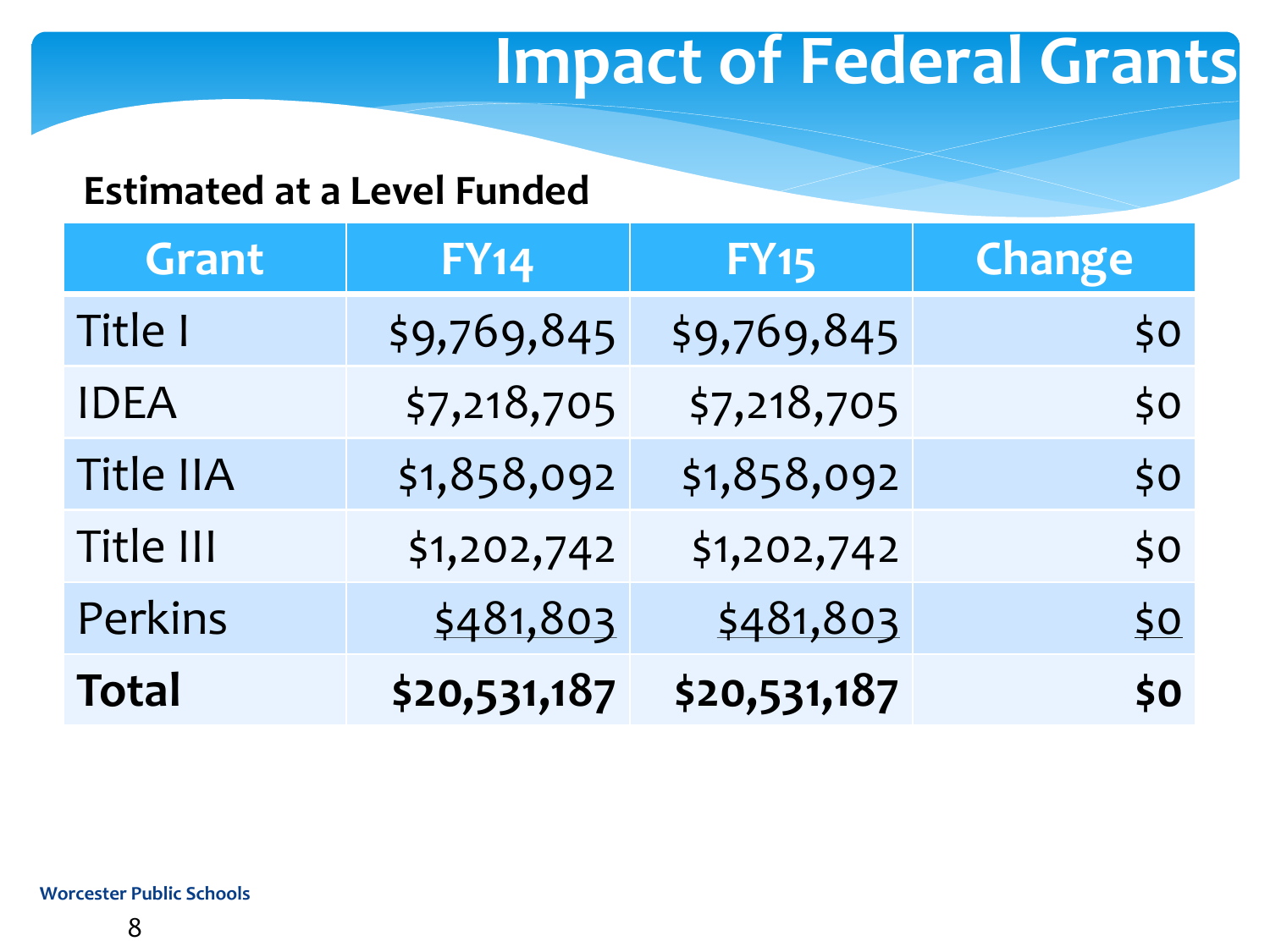# Impact of Federal Grants

**Estimated at a Level Funded**

| Grant | FY14 | FY15 | Change |
|---|---|---|---|
| Title I | $9,769,845 | $9,769,845 | $0 |
| IDEA | $7,218,705 | $7,218,705 | $0 |
| Title IIA | $1,858,092 | $1,858,092 | $0 |
| Title III | $1,202,742 | $1,202,742 | $0 |
| Perkins | $481,803 | $481,803 | $0 |
| **Total** | **$20,531,187** | **$20,531,187** | **$0** |

Worcester Public Schools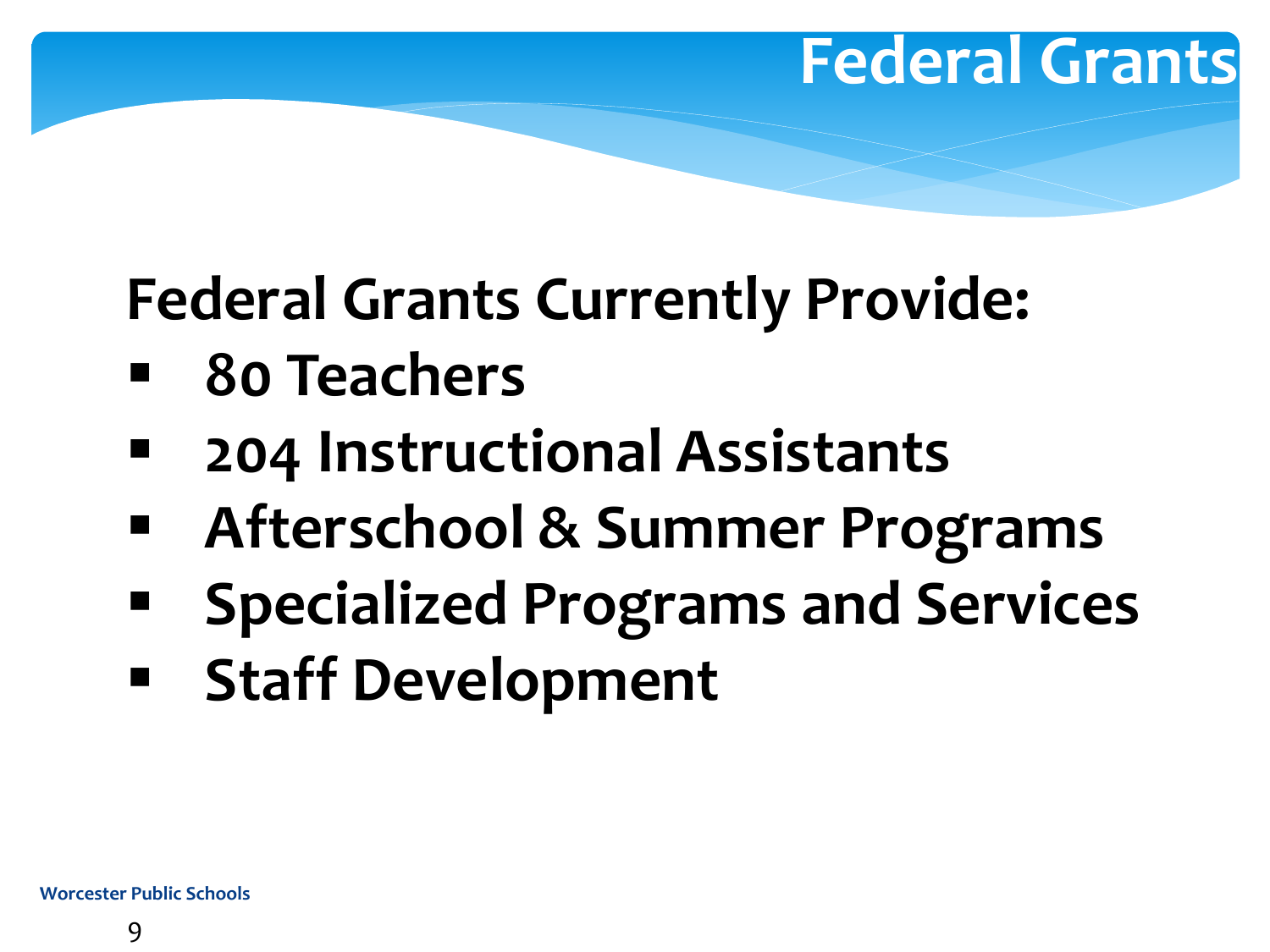# Federal Grants

## Federal Grants Currently Provide:

- 80 Teachers
- 204 Instructional Assistants
- Afterschool & Summer Programs
- Specialized Programs and Services
- Staff Development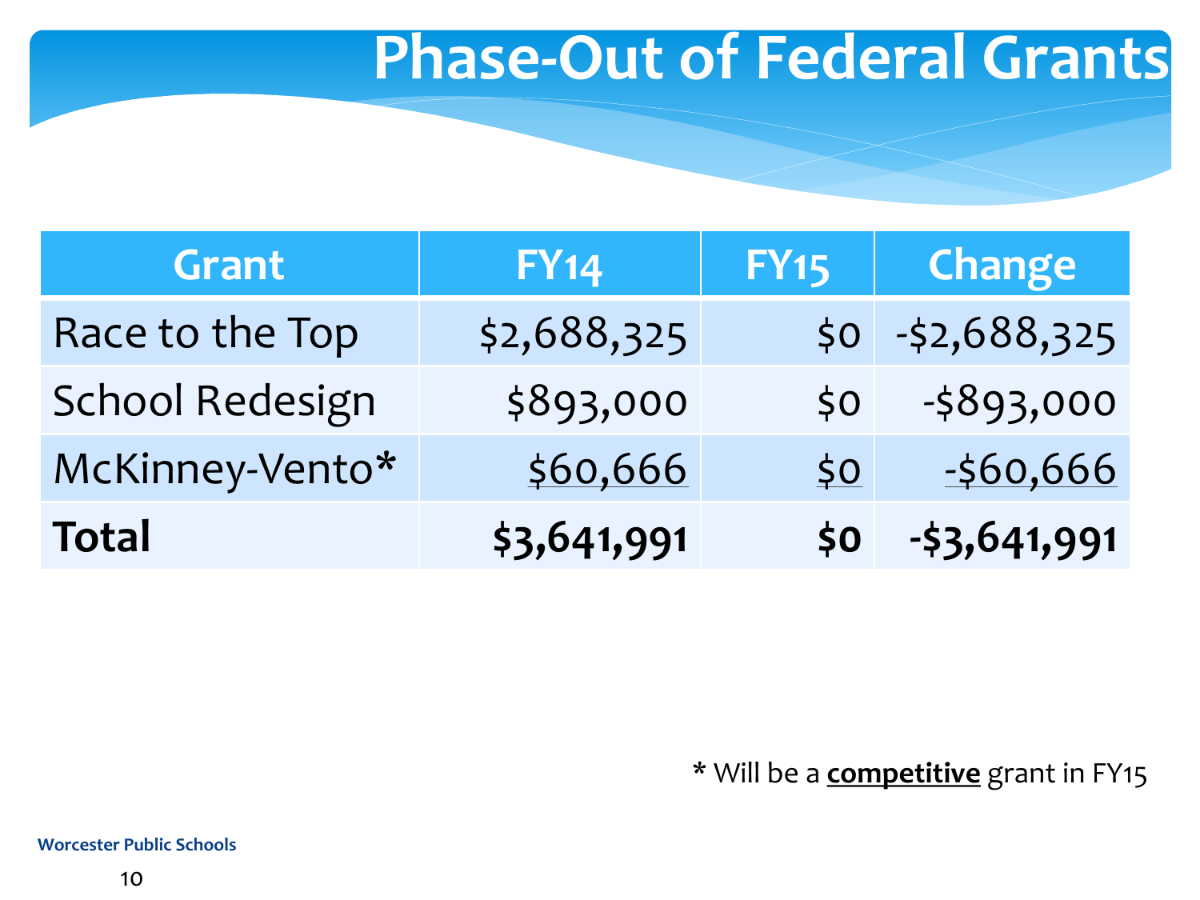# Phase-Out of Federal Grants

| Grant | FY14 | FY15 | Change |
|---|---:|---:|---:|
| Race to the Top | $2,688,325 | $0 | -$2,688,325 |
| School Redesign | $893,000 | $0 | -$893,000 |
| McKinney-Vento* | $60,666 | $0 | -$60,666 |
| **Total** | **$3,641,991** | **$0** | **-$3,641,991** |

* Will be a **competitive** grant in FY15

Worcester Public Schools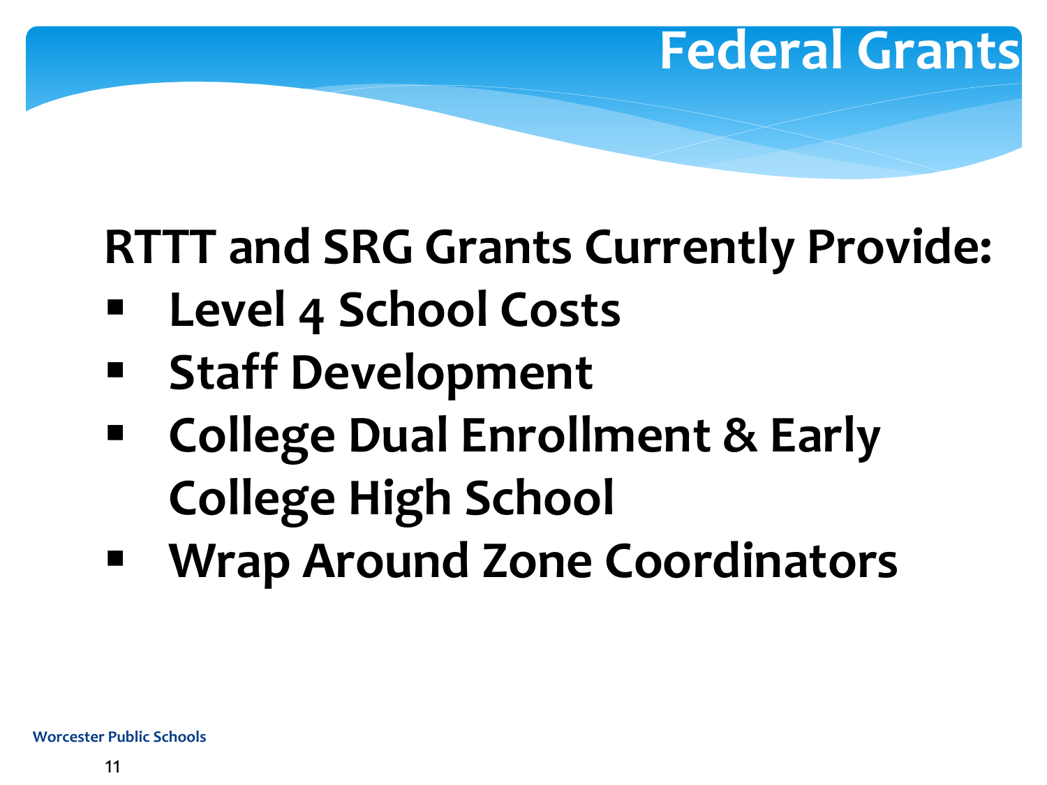# Federal Grants

## RTTT and SRG Grants Currently Provide:

- **Level 4 School Costs**
- **Staff Development**
- **College Dual Enrollment & Early College High School**
- **Wrap Around Zone Coordinators**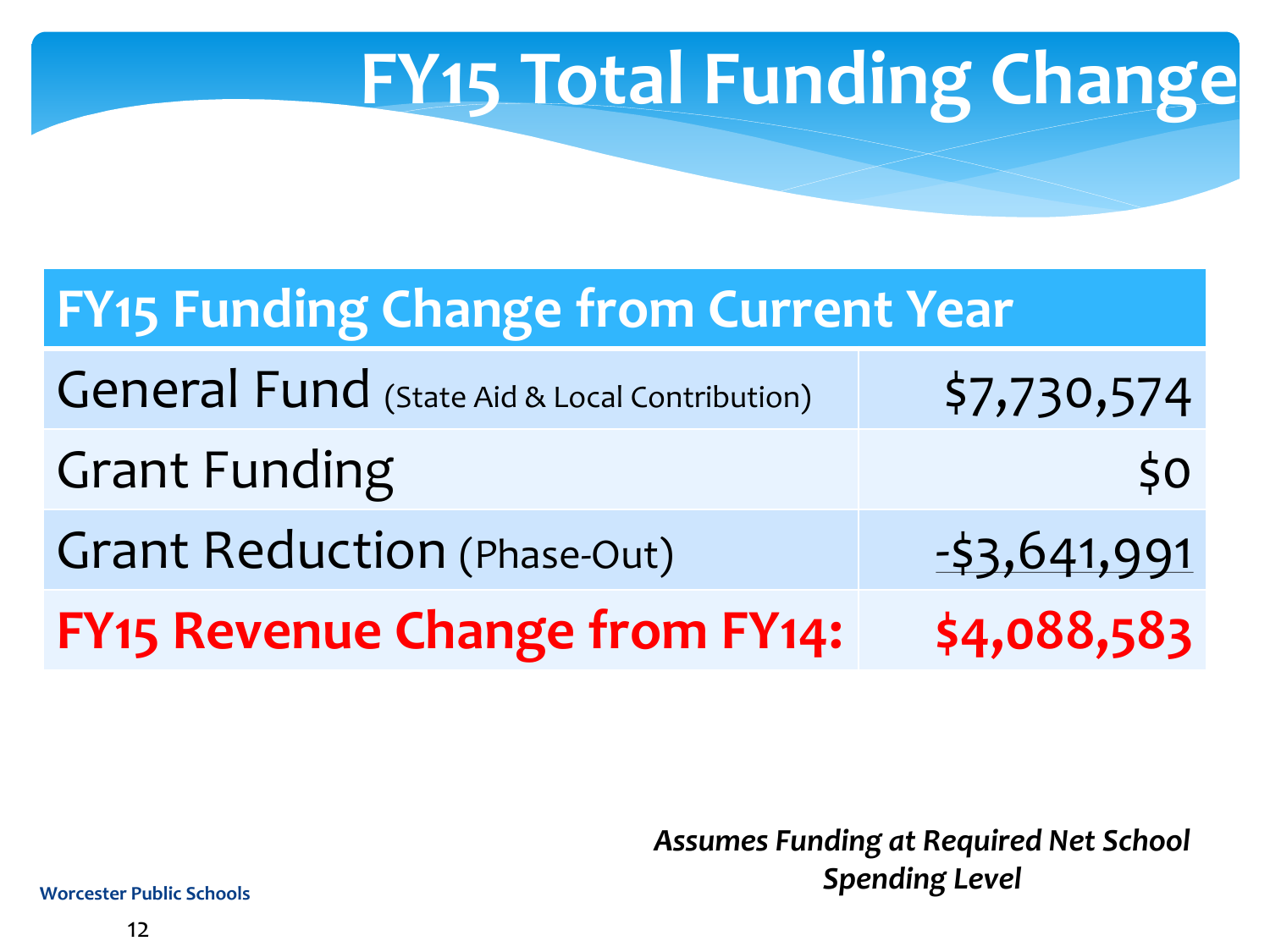# FY15 Total Funding Change

| FY15 Funding Change from Current Year | |
|---|---|
| General Fund (State Aid & Local Contribution) | $7,730,574 |
| Grant Funding | $0 |
| Grant Reduction (Phase-Out) | -$3,641,991 |
| **FY15 Revenue Change from FY14:** | **$4,088,583** |

*Assumes Funding at Required Net School Spending Level*

Worcester Public Schools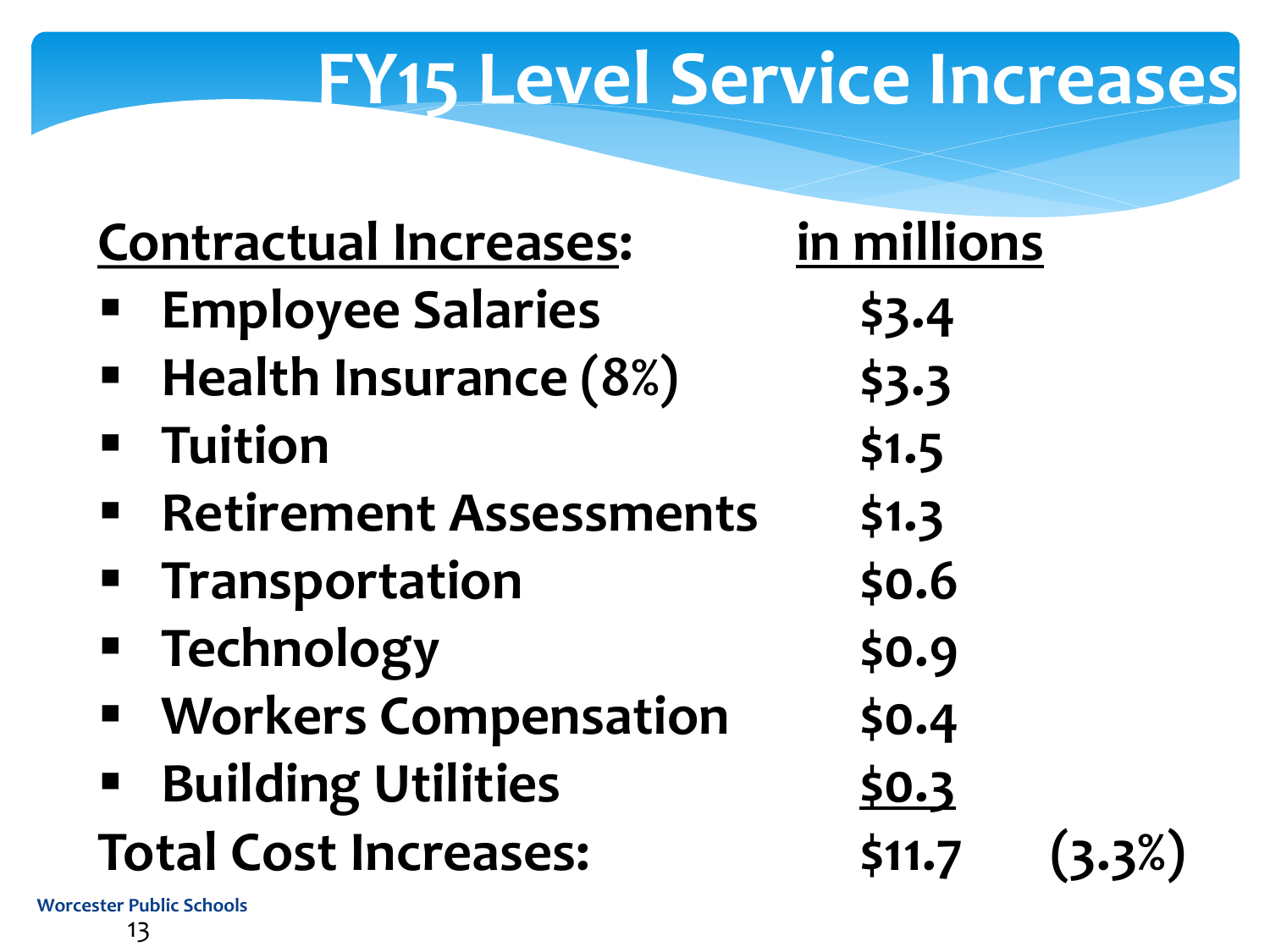# FY15 Level Service Increases

| Contractual Increases: | in millions | |
|---|---|---|
| Employee Salaries | $3.4 | |
| Health Insurance (8%) | $3.3 | |
| Tuition | $1.5 | |
| Retirement Assessments | $1.3 | |
| Transportation | $0.6 | |
| Technology | $0.9 | |
| Workers Compensation | $0.4 | |
| Building Utilities | $0.3 | |
| **Total Cost Increases:** | **$11.7** | **(3.3%)** |

Worcester Public Schools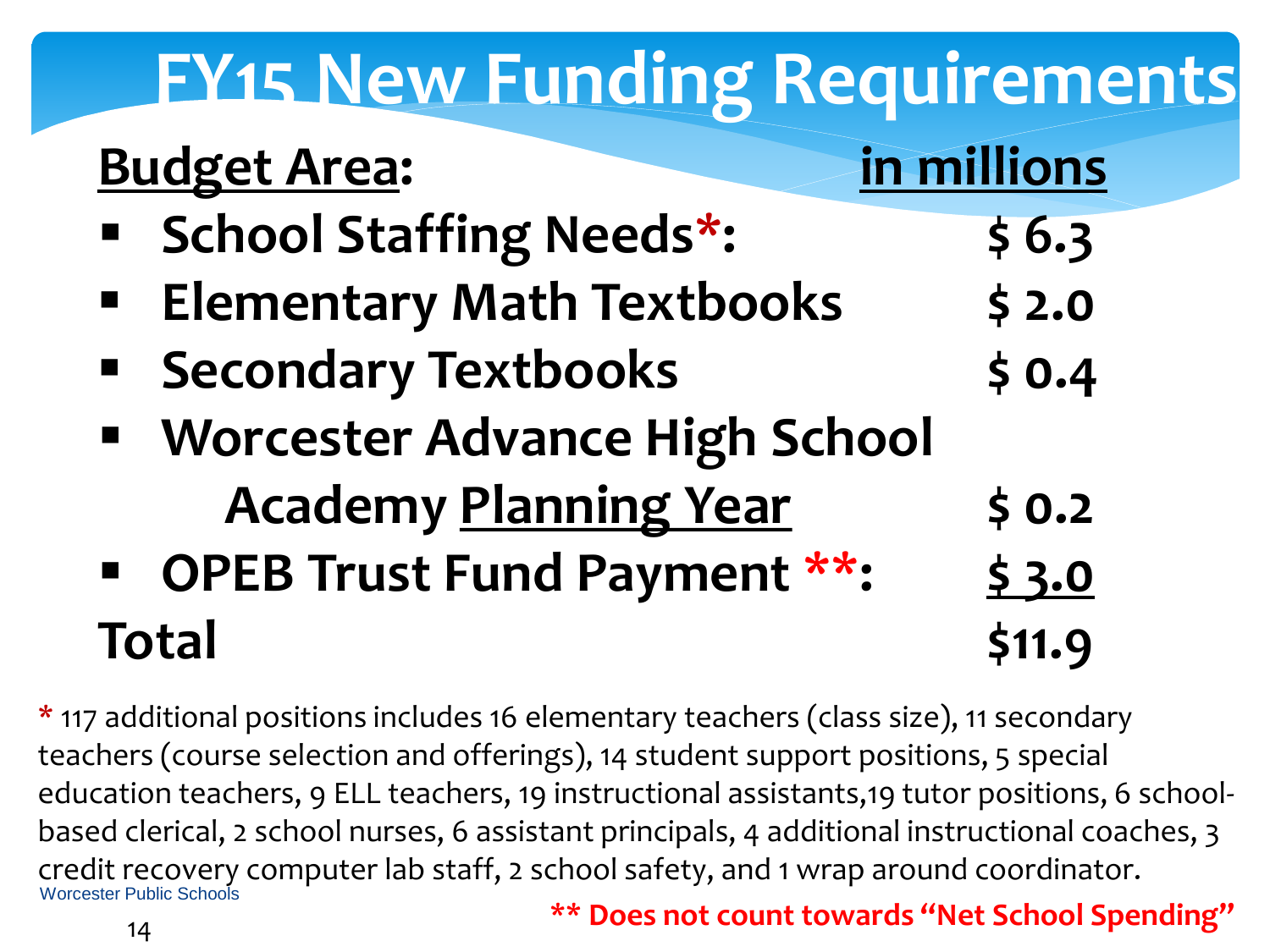# FY15 New Funding Requirements

| Budget Area: | in millions |
|---|---|
| School Staffing Needs*: | $ 6.3 |
| Elementary Math Textbooks | $ 2.0 |
| Secondary Textbooks | $ 0.4 |
| Worcester Advance High School Academy Planning Year | $ 0.2 |
| OPEB Trust Fund Payment **: | $ 3.0 |
| **Total** | **$11.9** |

* 117 additional positions includes 16 elementary teachers (class size), 11 secondary teachers (course selection and offerings), 14 student support positions, 5 special education teachers, 9 ELL teachers, 19 instructional assistants,19 tutor positions, 6 school-based clerical, 2 school nurses, 6 assistant principals, 4 additional instructional coaches, 3 credit recovery computer lab staff, 2 school safety, and 1 wrap around coordinator.

** Does not count towards "Net School Spending"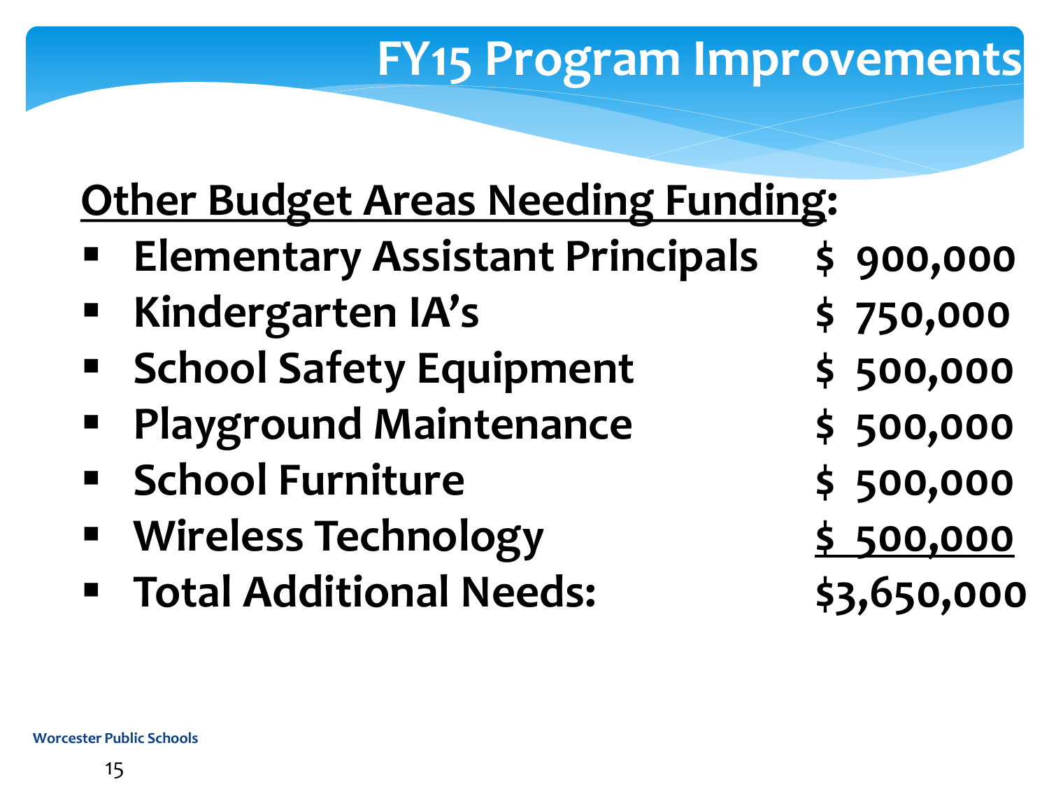# FY15 Program Improvements

**Other Budget Areas Needing Funding:**

- **Elementary Assistant Principals** $ 900,000
- **Kindergarten IA's** $ 750,000
- **School Safety Equipment** $ 500,000
- **Playground Maintenance** $ 500,000
- **School Furniture** $ 500,000
- **Wireless Technology** $ 500,000
- **Total Additional Needs:** $3,650,000

Worcester Public Schools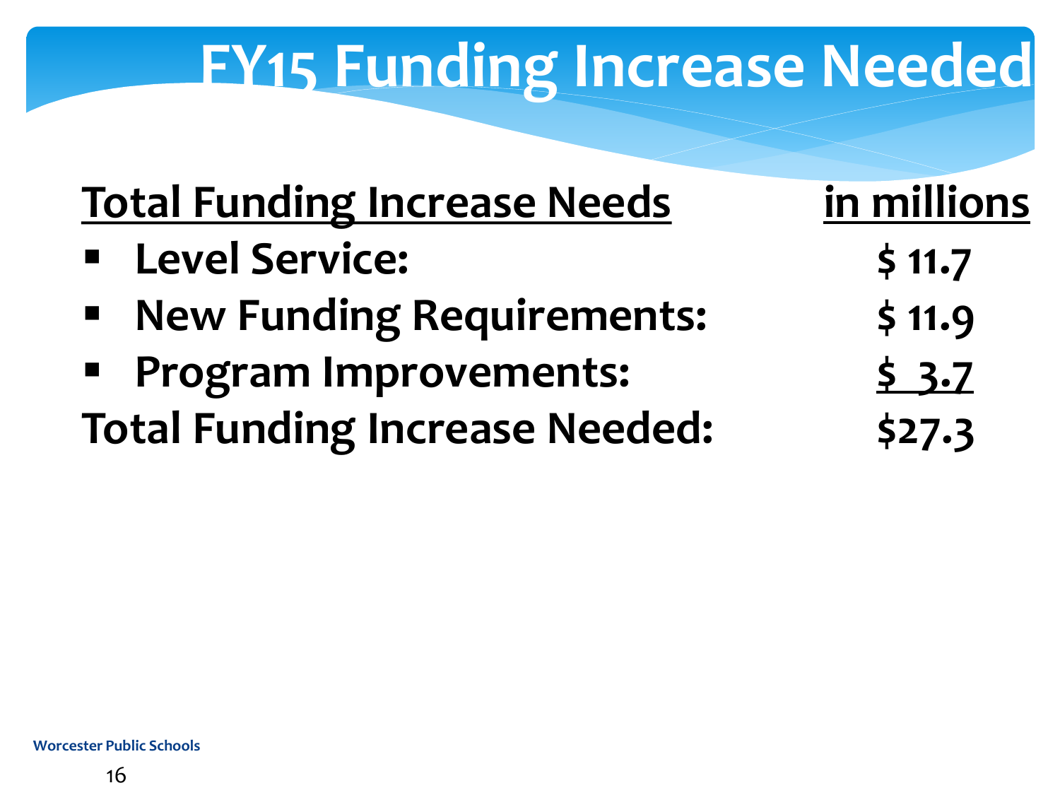# FY15 Funding Increase Needed

| Total Funding Increase Needs | in millions |
|---|---|
| ▪ Level Service: | $ 11.7 |
| ▪ New Funding Requirements: | $ 11.9 |
| ▪ Program Improvements: | $ 3.7 |
| **Total Funding Increase Needed:** | **$27.3** |

Worcester Public Schools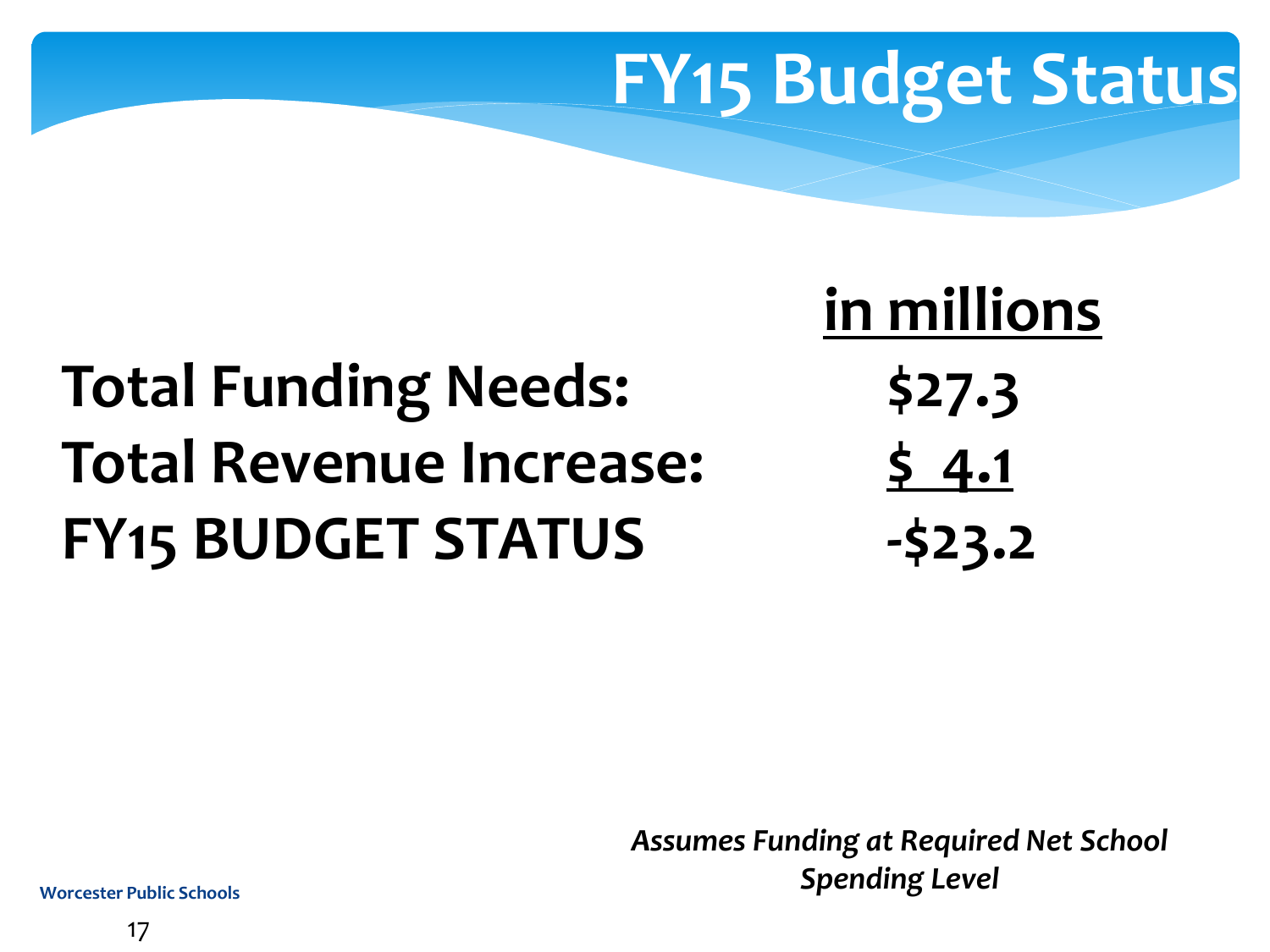# FY15 Budget Status

| | in millions |
|---|---|
| **Total Funding Needs:** | **$27.3** |
| **Total Revenue Increase:** | **$ 4.1** |
| **FY15 BUDGET STATUS** | **-$23.2** |

*Assumes Funding at Required Net School Spending Level*

**Worcester Public Schools**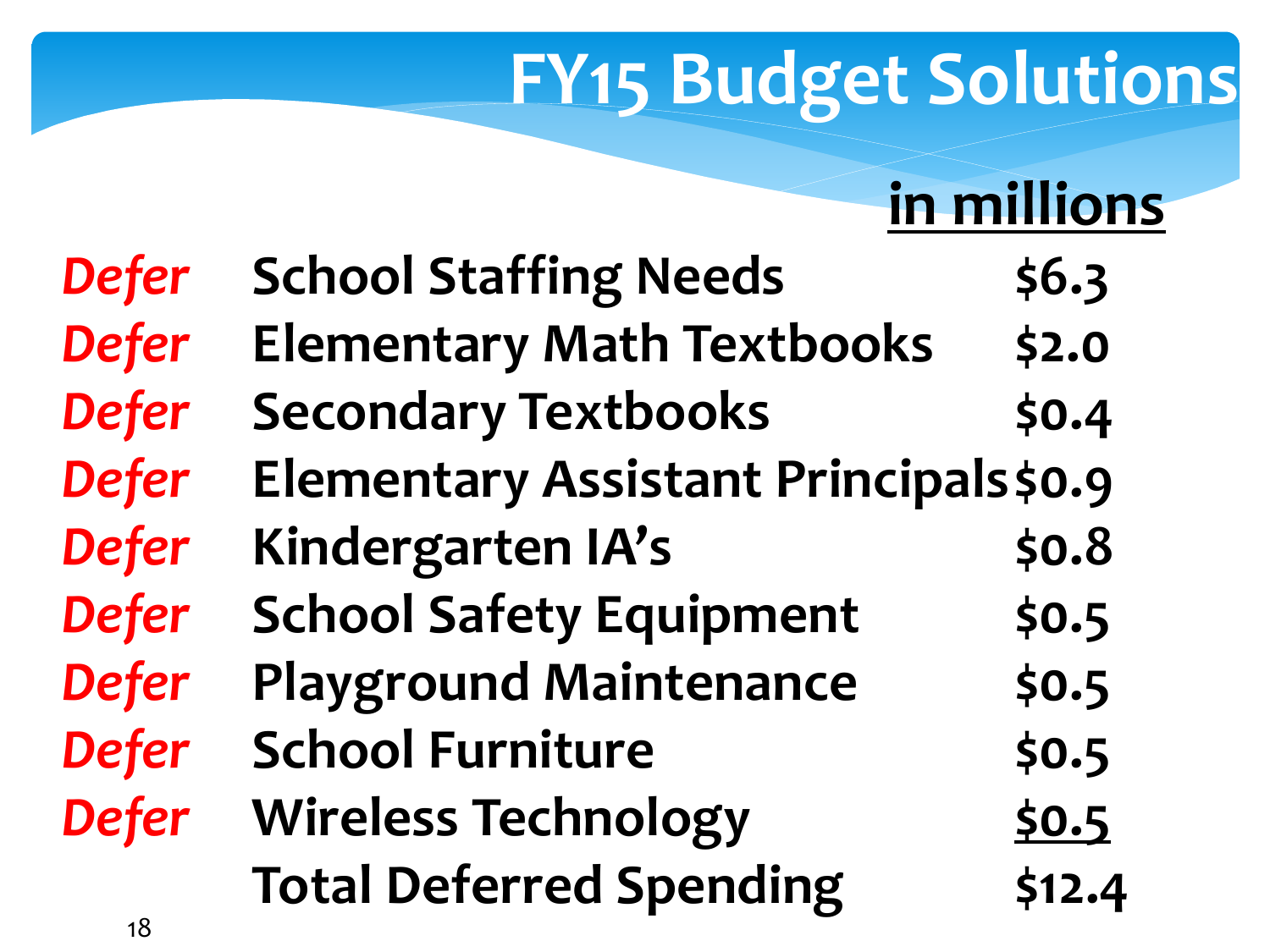# FY15 Budget Solutions

| | | in millions |
|---|---|---|
| *Defer* | **School Staffing Needs** | **$6.3** |
| *Defer* | **Elementary Math Textbooks** | **$2.0** |
| *Defer* | **Secondary Textbooks** | **$0.4** |
| *Defer* | **Elementary Assistant Principals** | **$0.9** |
| *Defer* | **Kindergarten IA's** | **$0.8** |
| *Defer* | **School Safety Equipment** | **$0.5** |
| *Defer* | **Playground Maintenance** | **$0.5** |
| *Defer* | **School Furniture** | **$0.5** |
| *Defer* | **Wireless Technology** | **$0.5** |
| | **Total Deferred Spending** | **$12.4** |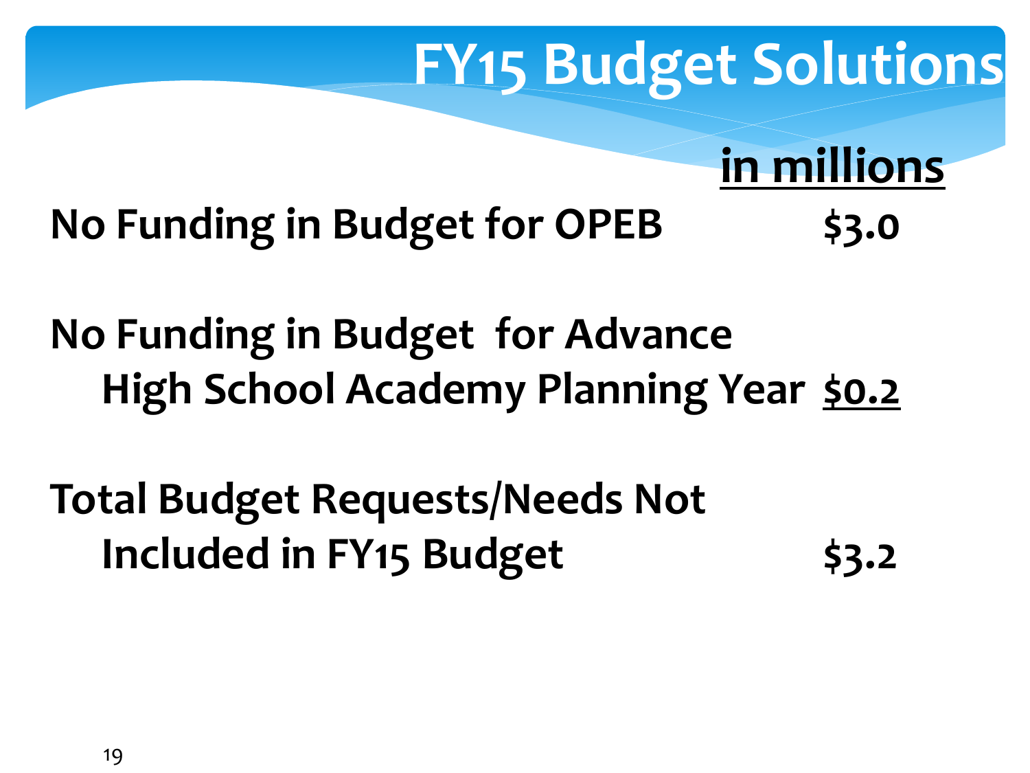# FY15 Budget Solutions

| | in millions |
|---|---|
| No Funding in Budget for OPEB | $3.0 |
| No Funding in Budget for Advance High School Academy Planning Year | $0.2 |
| Total Budget Requests/Needs Not Included in FY15 Budget | $3.2 |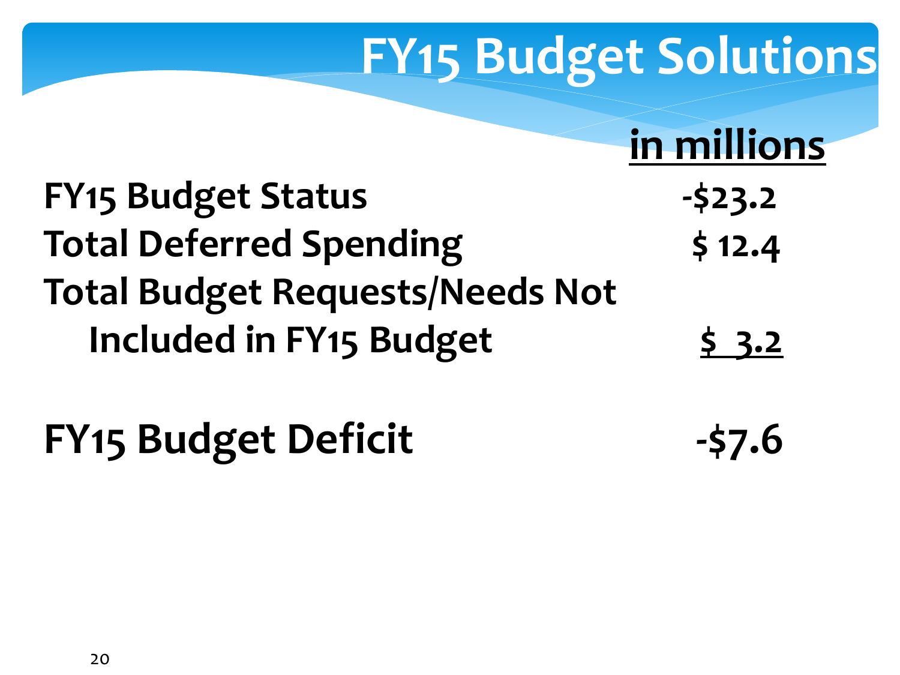# FY15 Budget Solutions

| | in millions |
|---|---|
| **FY15 Budget Status** | **-$23.2** |
| **Total Deferred Spending** | **$ 12.4** |
| **Total Budget Requests/Needs Not Included in FY15 Budget** | **$ 3.2** |
| **FY15 Budget Deficit** | **-$7.6** |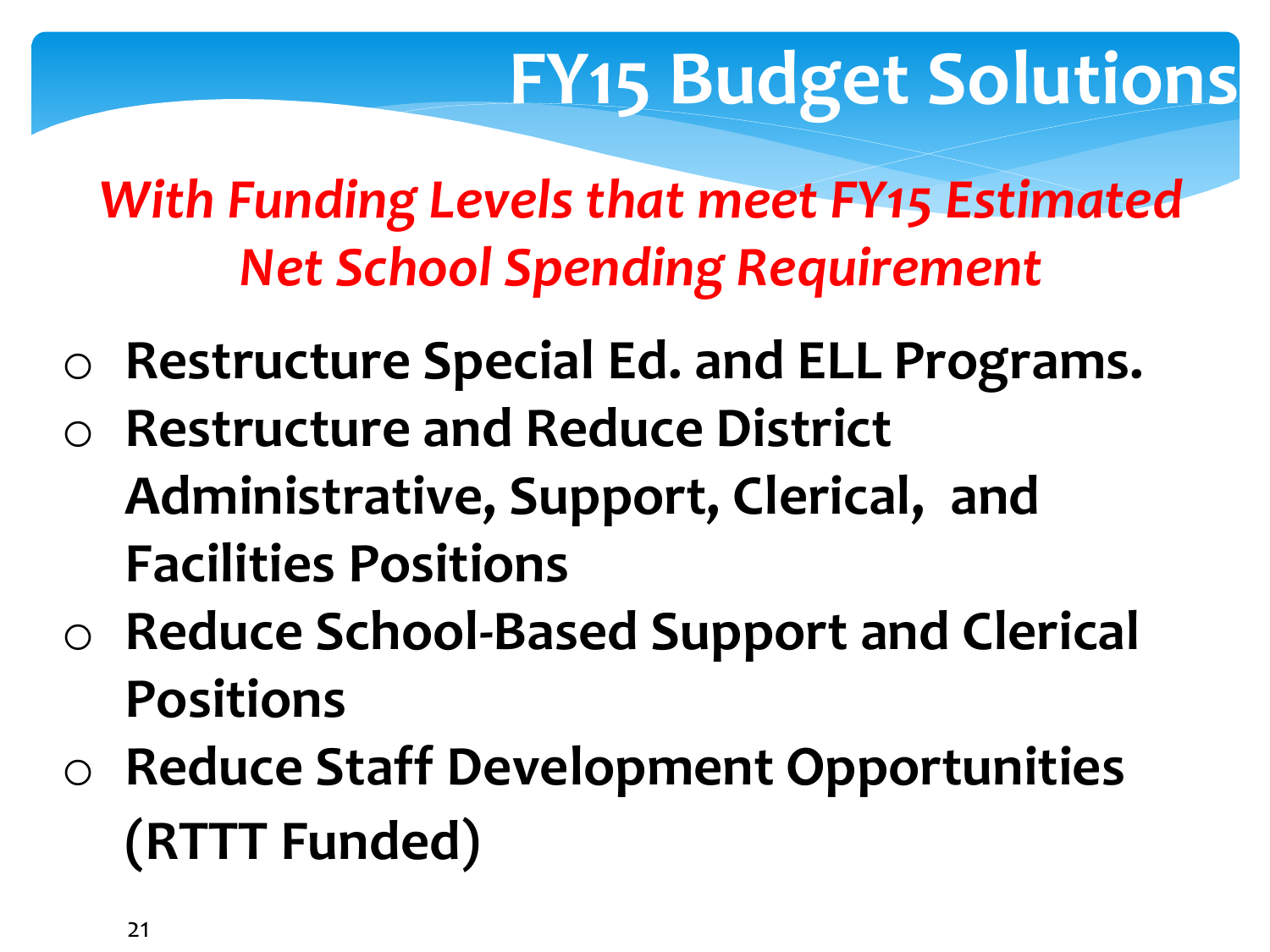# FY15 Budget Solutions

***With Funding Levels that meet FY15 Estimated Net School Spending Requirement***

- **Restructure Special Ed. and ELL Programs.**
- **Restructure and Reduce District Administrative, Support, Clerical, and Facilities Positions**
- **Reduce School-Based Support and Clerical Positions**
- **Reduce Staff Development Opportunities (RTTT Funded)**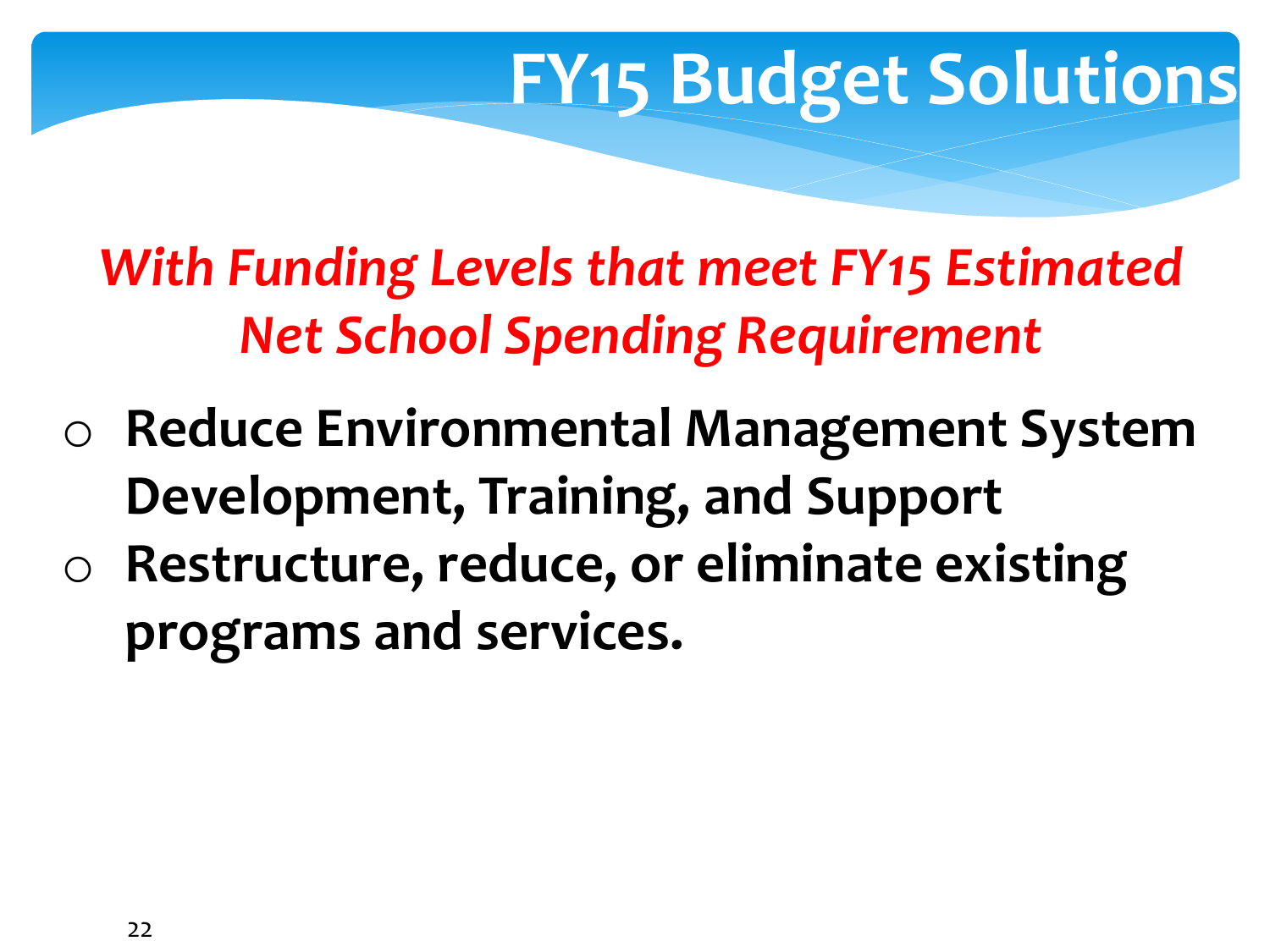# FY15 Budget Solutions

*With Funding Levels that meet FY15 Estimated Net School Spending Requirement*

- **Reduce Environmental Management System Development, Training, and Support**
- **Restructure, reduce, or eliminate existing programs and services.**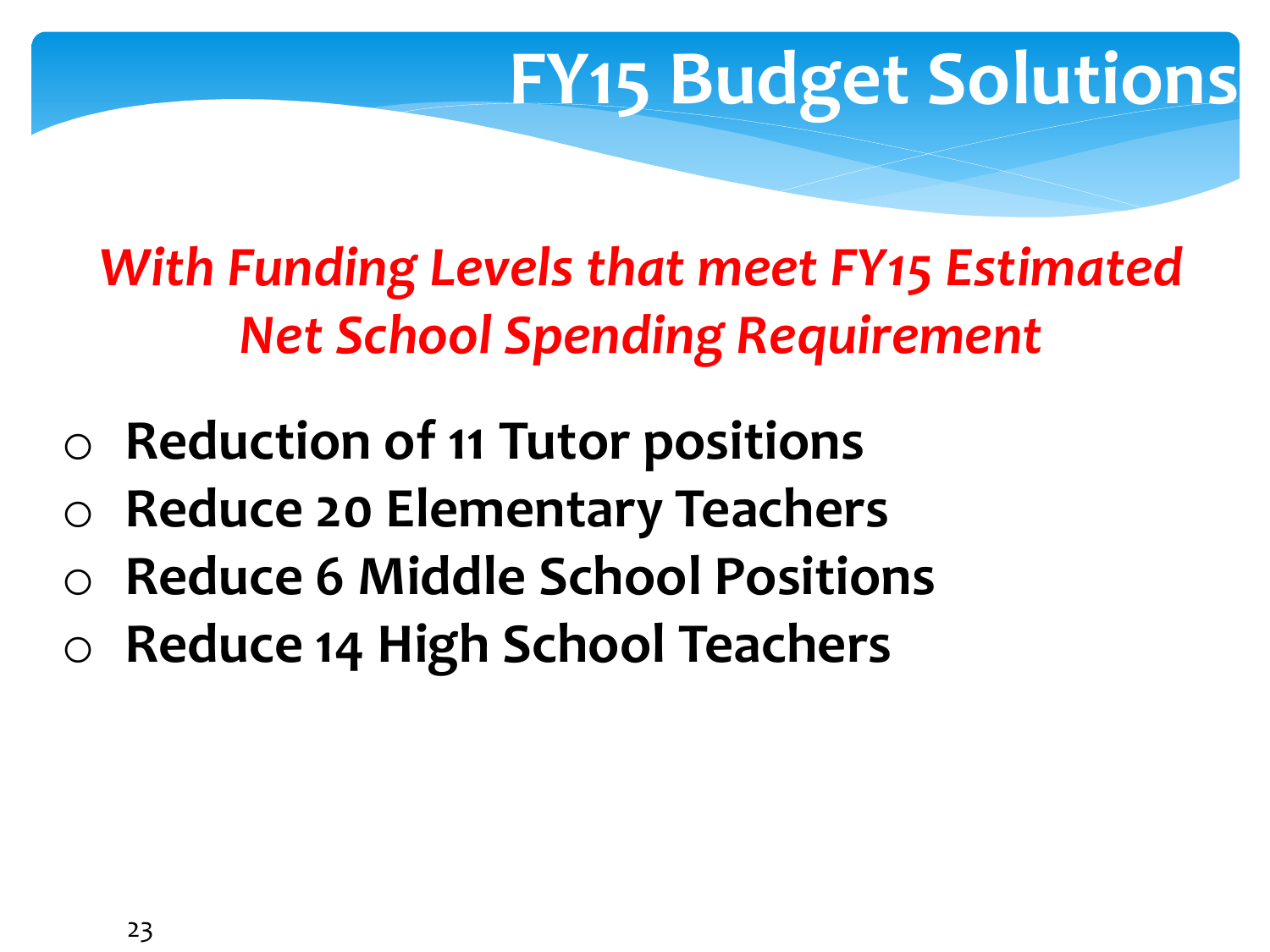# FY15 Budget Solutions

## *With Funding Levels that meet FY15 Estimated Net School Spending Requirement*

- **Reduction of 11 Tutor positions**
- **Reduce 20 Elementary Teachers**
- **Reduce 6 Middle School Positions**
- **Reduce 14 High School Teachers**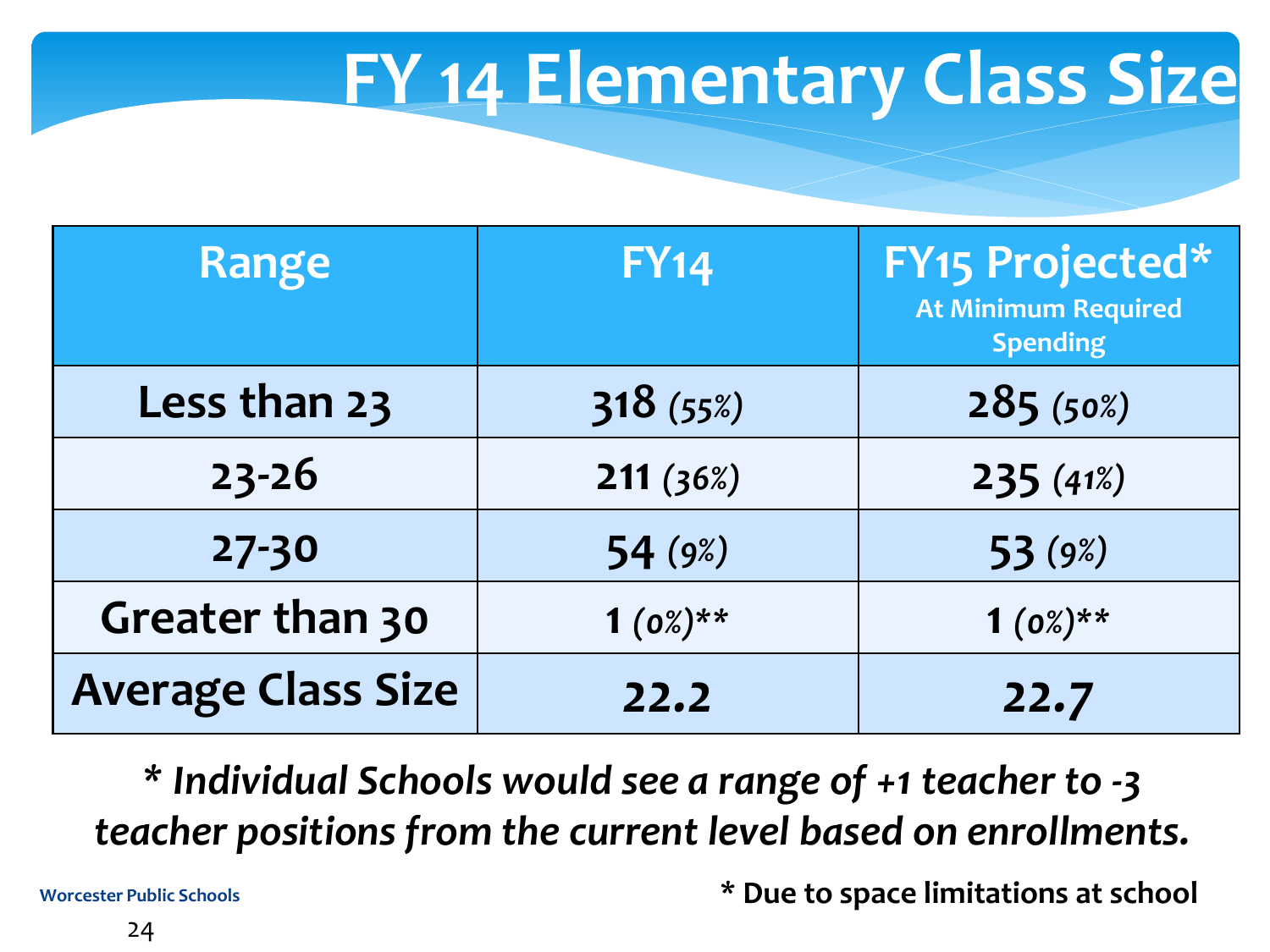# FY 14 Elementary Class Size

| Range | FY14 | FY15 Projected* At Minimum Required Spending |
|---|---|---|
| Less than 23 | 318 *(55%)* | 285 *(50%)* |
| 23-26 | 211 *(36%)* | 235 *(41%)* |
| 27-30 | 54 *(9%)* | 53 *(9%)* |
| Greater than 30 | 1 *(0%)*** | 1 *(0%)*** |
| Average Class Size | 22.2 | 22.7 |

*\* Individual Schools would see a range of +1 teacher to -3 teacher positions from the current level based on enrollments.*

**\* Due to space limitations at school**

Worcester Public Schools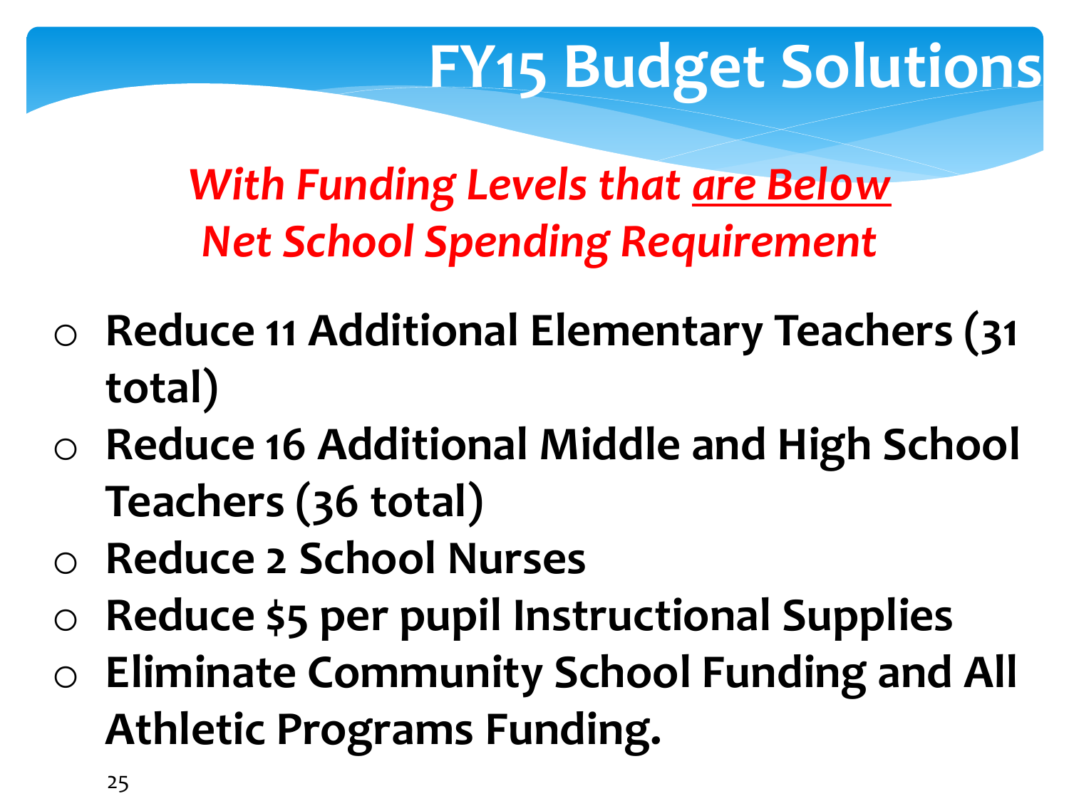# FY15 Budget Solutions

***With Funding Levels that are Below Net School Spending Requirement***

- **Reduce 11 Additional Elementary Teachers (31 total)**
- **Reduce 16 Additional Middle and High School Teachers (36 total)**
- **Reduce 2 School Nurses**
- **Reduce $5 per pupil Instructional Supplies**
- **Eliminate Community School Funding and All Athletic Programs Funding.**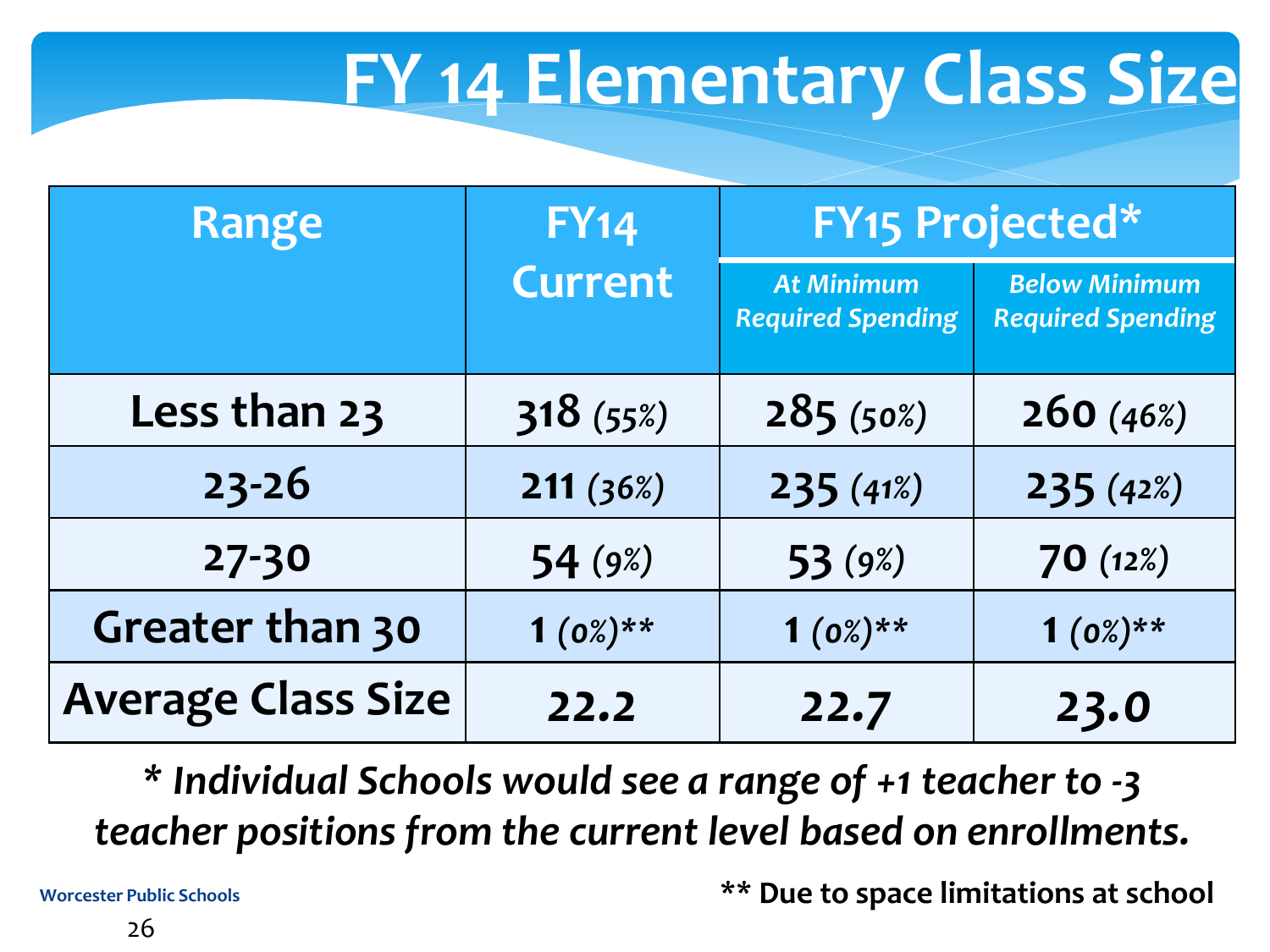# FY 14 Elementary Class Size

| Range | FY14 Current | FY15 Projected* | |
|---|---|---|---|
| | | *At Minimum Required Spending* | *Below Minimum Required Spending* |
| **Less than 23** | **318** *(55%)* | **285** *(50%)* | **260** *(46%)* |
| **23-26** | **211** *(36%)* | **235** *(41%)* | **235** *(42%)* |
| **27-30** | **54** *(9%)* | **53** *(9%)* | **70** *(12%)* |
| **Greater than 30** | **1** *(0%)*** | **1** *(0%)*** | **1** *(0%)*** |
| **Average Class Size** | **22.2** | **22.7** | **23.0** |

***\* Individual Schools would see a range of +1 teacher to -3 teacher positions from the current level based on enrollments.***

**\*\* Due to space limitations at school**

**Worcester Public Schools**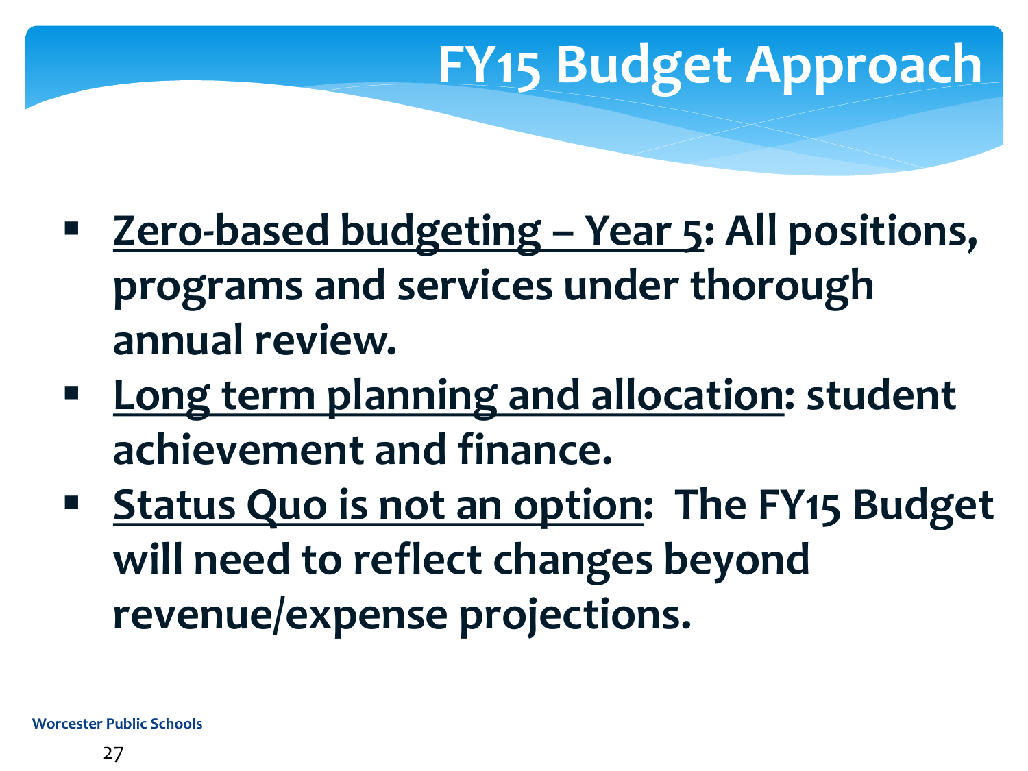# FY15 Budget Approach

- **<u>Zero-based budgeting – Year 5</u>: All positions, programs and services under thorough annual review.**
- **<u>Long term planning and allocation</u>: student achievement and finance.**
- **<u>Status Quo is not an option</u>: The FY15 Budget will need to reflect changes beyond revenue/expense projections.**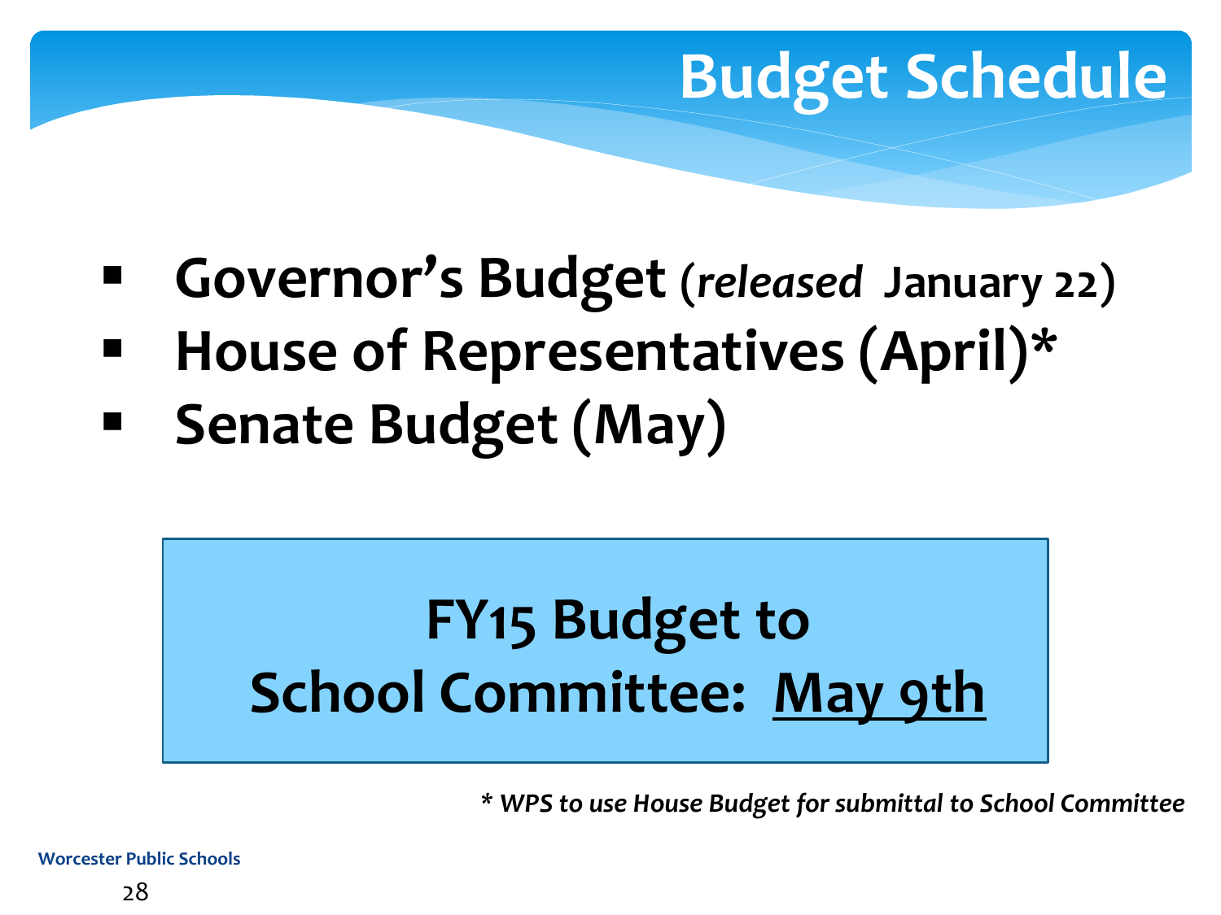# Budget Schedule

- **Governor's Budget** (*released* **January 22**)
- **House of Representatives (April)***
- **Senate Budget (May)**

**FY15 Budget to**
**School Committee: <u>May 9th</u>**

***** *WPS to use House Budget for submittal to School Committee***

**Worcester Public Schools**